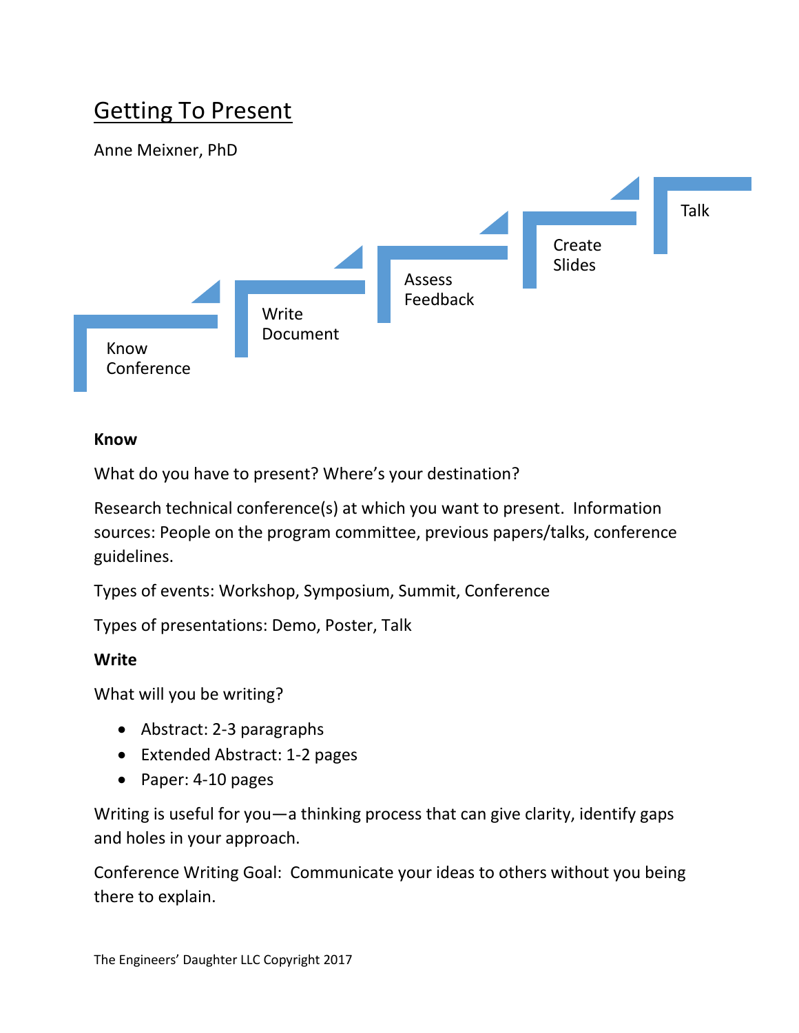# Getting To Present

Anne Meixner, PhD

Know Conference → Write Document → Assess Feedback → Create Slides → Talk

**Know**

What do you have to present? Where's your destination?

Research technical conference(s) at which you want to present. Information sources: People on the program committee, previous papers/talks, conference guidelines.

Types of events: Workshop, Symposium, Summit, Conference

Types of presentations: Demo, Poster, Talk

**Write**

What will you be writing?

- Abstract: 2-3 paragraphs
- Extended Abstract: 1-2 pages
- Paper: 4-10 pages

Writing is useful for you—a thinking process that can give clarity, identify gaps and holes in your approach.

Conference Writing Goal: Communicate your ideas to others without you being there to explain.

The Engineers' Daughter LLC Copyright 2017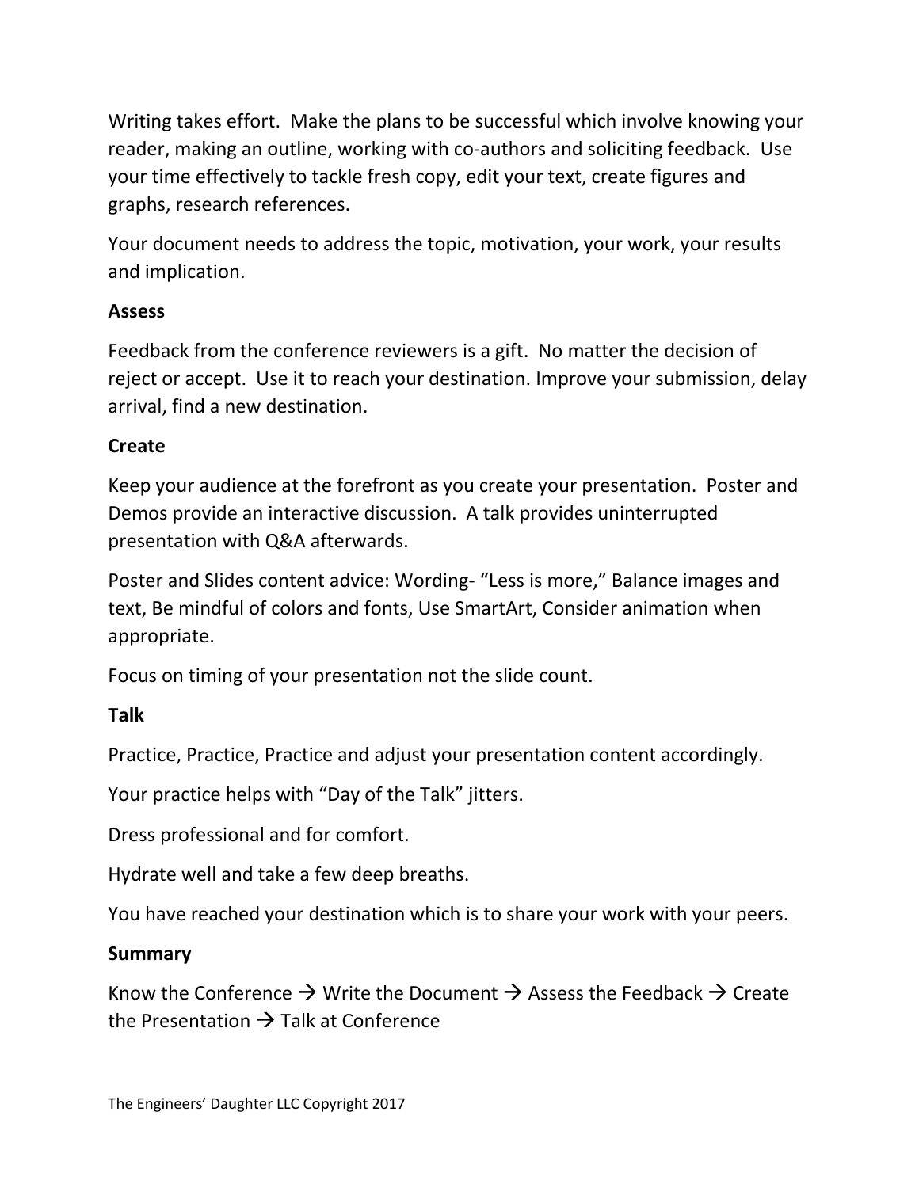Writing takes effort. Make the plans to be successful which involve knowing your reader, making an outline, working with co-authors and soliciting feedback. Use your time effectively to tackle fresh copy, edit your text, create figures and graphs, research references.

Your document needs to address the topic, motivation, your work, your results and implication.

**Assess**

Feedback from the conference reviewers is a gift. No matter the decision of reject or accept. Use it to reach your destination. Improve your submission, delay arrival, find a new destination.

**Create**

Keep your audience at the forefront as you create your presentation. Poster and Demos provide an interactive discussion. A talk provides uninterrupted presentation with Q&A afterwards.

Poster and Slides content advice: Wording- "Less is more," Balance images and text, Be mindful of colors and fonts, Use SmartArt, Consider animation when appropriate.

Focus on timing of your presentation not the slide count.

**Talk**

Practice, Practice, Practice and adjust your presentation content accordingly.

Your practice helps with "Day of the Talk" jitters.

Dress professional and for comfort.

Hydrate well and take a few deep breaths.

You have reached your destination which is to share your work with your peers.

**Summary**

Know the Conference → Write the Document → Assess the Feedback → Create the Presentation → Talk at Conference

The Engineers' Daughter LLC Copyright 2017